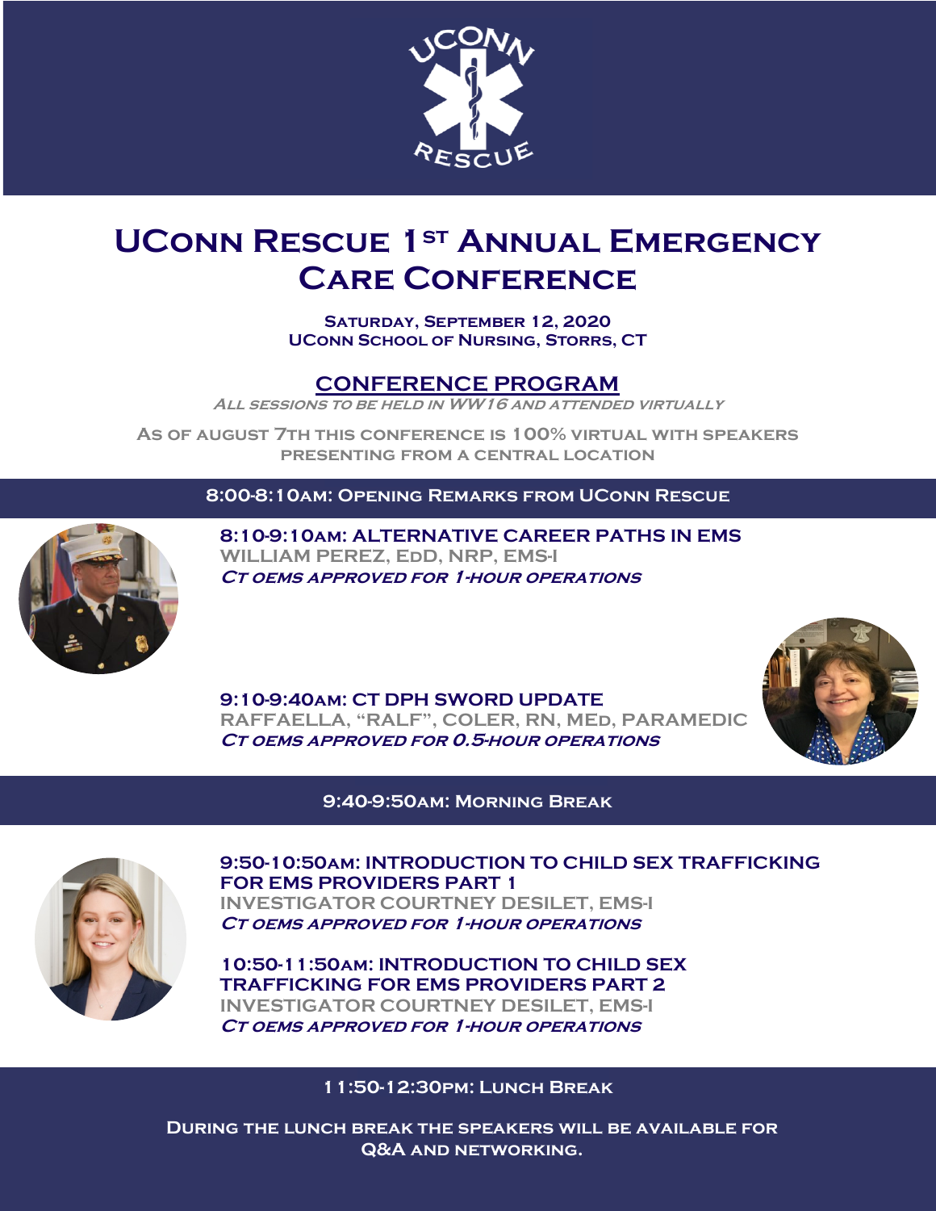# UConn Rescue 1st Annual Emergency Care Conference

**Saturday, September 12, 2020**
**UConn School of Nursing, Storrs, CT**

## CONFERENCE PROGRAM

*All sessions to be held in WW16 and attended virtually*

As of August 7th this conference is 100% virtual with speakers presenting from a central location

### 8:00-8:10am: Opening Remarks from UConn Rescue

**8:10-9:10am: Alternative Career Paths in EMS**
William Perez, EdD, NRP, EMS-I
*CT OEMS approved for 1-hour operations*

**9:10-9:40am: CT DPH SWORD Update**
Raffaella, "Ralf", Coler, RN, MEd, Paramedic
*CT OEMS approved for 0.5-hour operations*

### 9:40-9:50am: Morning Break

**9:50-10:50am: Introduction to Child Sex Trafficking for EMS Providers Part 1**
Investigator Courtney Desilet, EMS-I
*CT OEMS approved for 1-hour operations*

**10:50-11:50am: Introduction to Child Sex Trafficking for EMS Providers Part 2**
Investigator Courtney Desilet, EMS-I
*CT OEMS approved for 1-hour operations*

### 11:50-12:30pm: Lunch Break

During the lunch break the speakers will be available for Q&A and networking.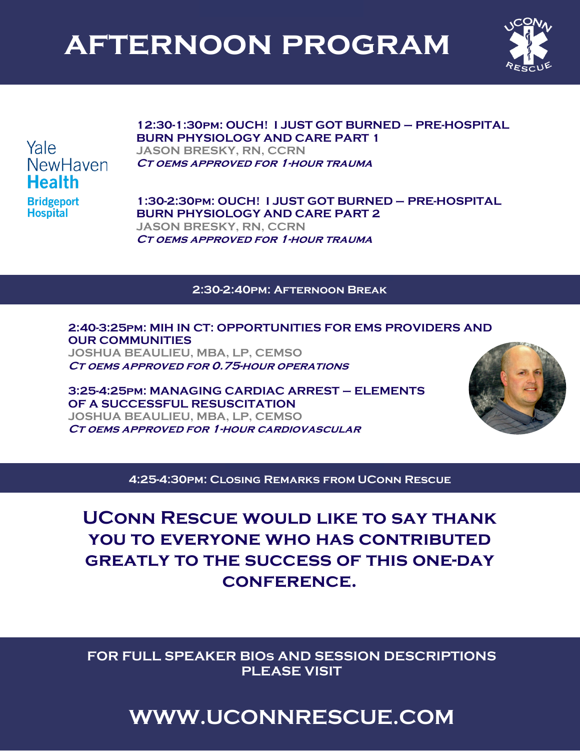# AFTERNOON PROGRAM

UCONN RESCUE

Yale NewHaven Health
Bridgeport Hospital

**12:30-1:30PM: OUCH! I JUST GOT BURNED – PRE-HOSPITAL BURN PHYSIOLOGY AND CARE PART 1**
JASON BRESKY, RN, CCRN
*CT OEMS APPROVED FOR 1-HOUR TRAUMA*

**1:30-2:30PM: OUCH! I JUST GOT BURNED – PRE-HOSPITAL BURN PHYSIOLOGY AND CARE PART 2**
JASON BRESKY, RN, CCRN
*CT OEMS APPROVED FOR 1-HOUR TRAUMA*

**2:30-2:40PM: AFTERNOON BREAK**

**2:40-3:25PM: MIH IN CT: OPPORTUNITIES FOR EMS PROVIDERS AND OUR COMMUNITIES**
JOSHUA BEAULIEU, MBA, LP, CEMSO
*CT OEMS APPROVED FOR 0.75-HOUR OPERATIONS*

**3:25-4:25PM: MANAGING CARDIAC ARREST – ELEMENTS OF A SUCCESSFUL RESUSCITATION**
JOSHUA BEAULIEU, MBA, LP, CEMSO
*CT OEMS APPROVED FOR 1-HOUR CARDIOVASCULAR*

**4:25-4:30PM: CLOSING REMARKS FROM UCONN RESCUE**

## UCONN RESCUE WOULD LIKE TO SAY THANK YOU TO EVERYONE WHO HAS CONTRIBUTED GREATLY TO THE SUCCESS OF THIS ONE-DAY CONFERENCE.

**FOR FULL SPEAKER BIOs AND SESSION DESCRIPTIONS PLEASE VISIT**

## WWW.UCONNRESCUE.COM